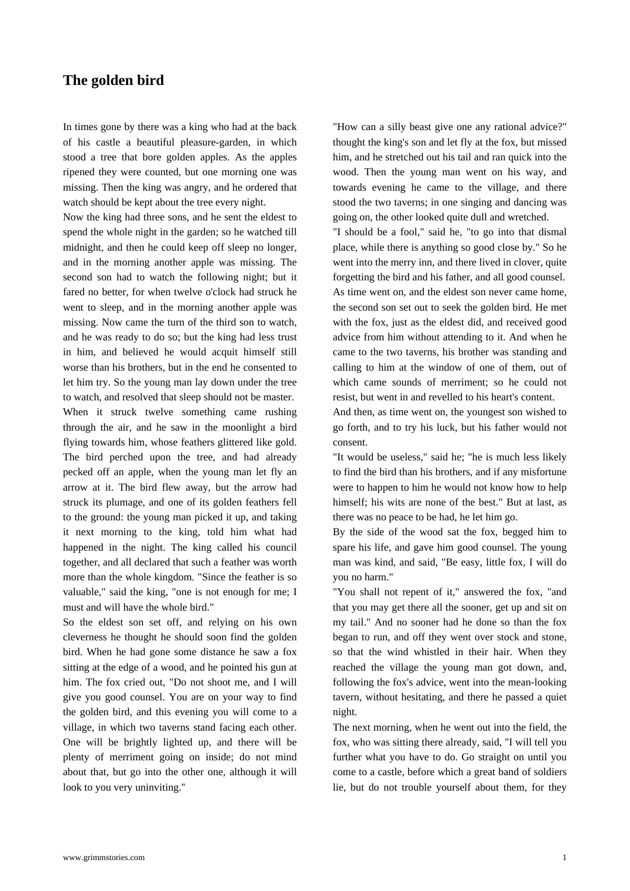# The golden bird

In times gone by there was a king who had at the back of his castle a beautiful pleasure-garden, in which stood a tree that bore golden apples. As the apples ripened they were counted, but one morning one was missing. Then the king was angry, and he ordered that watch should be kept about the tree every night.

Now the king had three sons, and he sent the eldest to spend the whole night in the garden; so he watched till midnight, and then he could keep off sleep no longer, and in the morning another apple was missing. The second son had to watch the following night; but it fared no better, for when twelve o'clock had struck he went to sleep, and in the morning another apple was missing. Now came the turn of the third son to watch, and he was ready to do so; but the king had less trust in him, and believed he would acquit himself still worse than his brothers, but in the end he consented to let him try. So the young man lay down under the tree to watch, and resolved that sleep should not be master.

When it struck twelve something came rushing through the air, and he saw in the moonlight a bird flying towards him, whose feathers glittered like gold. The bird perched upon the tree, and had already pecked off an apple, when the young man let fly an arrow at it. The bird flew away, but the arrow had struck its plumage, and one of its golden feathers fell to the ground: the young man picked it up, and taking it next morning to the king, told him what had happened in the night. The king called his council together, and all declared that such a feather was worth more than the whole kingdom. "Since the feather is so valuable," said the king, "one is not enough for me; I must and will have the whole bird."

So the eldest son set off, and relying on his own cleverness he thought he should soon find the golden bird. When he had gone some distance he saw a fox sitting at the edge of a wood, and he pointed his gun at him. The fox cried out, "Do not shoot me, and I will give you good counsel. You are on your way to find the golden bird, and this evening you will come to a village, in which two taverns stand facing each other. One will be brightly lighted up, and there will be plenty of merriment going on inside; do not mind about that, but go into the other one, although it will look to you very uninviting."

"How can a silly beast give one any rational advice?" thought the king's son and let fly at the fox, but missed him, and he stretched out his tail and ran quick into the wood. Then the young man went on his way, and towards evening he came to the village, and there stood the two taverns; in one singing and dancing was going on, the other looked quite dull and wretched.

"I should be a fool," said he, "to go into that dismal place, while there is anything so good close by." So he went into the merry inn, and there lived in clover, quite forgetting the bird and his father, and all good counsel.

As time went on, and the eldest son never came home, the second son set out to seek the golden bird. He met with the fox, just as the eldest did, and received good advice from him without attending to it. And when he came to the two taverns, his brother was standing and calling to him at the window of one of them, out of which came sounds of merriment; so he could not resist, but went in and revelled to his heart's content.

And then, as time went on, the youngest son wished to go forth, and to try his luck, but his father would not consent.

"It would be useless," said he; "he is much less likely to find the bird than his brothers, and if any misfortune were to happen to him he would not know how to help himself; his wits are none of the best." But at last, as there was no peace to be had, he let him go.

By the side of the wood sat the fox, begged him to spare his life, and gave him good counsel. The young man was kind, and said, "Be easy, little fox, I will do you no harm."

"You shall not repent of it," answered the fox, "and that you may get there all the sooner, get up and sit on my tail." And no sooner had he done so than the fox began to run, and off they went over stock and stone, so that the wind whistled in their hair. When they reached the village the young man got down, and, following the fox's advice, went into the mean-looking tavern, without hesitating, and there he passed a quiet night.

The next morning, when he went out into the field, the fox, who was sitting there already, said, "I will tell you further what you have to do. Go straight on until you come to a castle, before which a great band of soldiers lie, but do not trouble yourself about them, for they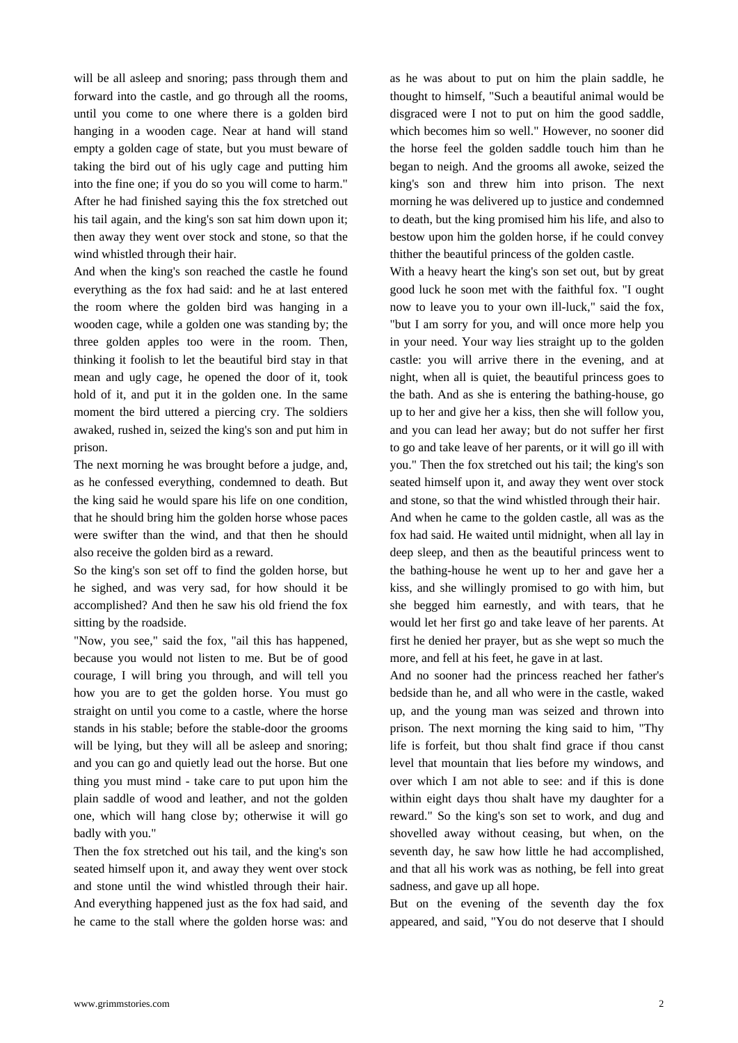will be all asleep and snoring; pass through them and forward into the castle, and go through all the rooms, until you come to one where there is a golden bird hanging in a wooden cage. Near at hand will stand empty a golden cage of state, but you must beware of taking the bird out of his ugly cage and putting him into the fine one; if you do so you will come to harm." After he had finished saying this the fox stretched out his tail again, and the king's son sat him down upon it; then away they went over stock and stone, so that the wind whistled through their hair.

And when the king's son reached the castle he found everything as the fox had said: and he at last entered the room where the golden bird was hanging in a wooden cage, while a golden one was standing by; the three golden apples too were in the room. Then, thinking it foolish to let the beautiful bird stay in that mean and ugly cage, he opened the door of it, took hold of it, and put it in the golden one. In the same moment the bird uttered a piercing cry. The soldiers awaked, rushed in, seized the king's son and put him in prison.

The next morning he was brought before a judge, and, as he confessed everything, condemned to death. But the king said he would spare his life on one condition, that he should bring him the golden horse whose paces were swifter than the wind, and that then he should also receive the golden bird as a reward.

So the king's son set off to find the golden horse, but he sighed, and was very sad, for how should it be accomplished? And then he saw his old friend the fox sitting by the roadside.

"Now, you see," said the fox, "ail this has happened, because you would not listen to me. But be of good courage, I will bring you through, and will tell you how you are to get the golden horse. You must go straight on until you come to a castle, where the horse stands in his stable; before the stable-door the grooms will be lying, but they will all be asleep and snoring; and you can go and quietly lead out the horse. But one thing you must mind - take care to put upon him the plain saddle of wood and leather, and not the golden one, which will hang close by; otherwise it will go badly with you."

Then the fox stretched out his tail, and the king's son seated himself upon it, and away they went over stock and stone until the wind whistled through their hair. And everything happened just as the fox had said, and he came to the stall where the golden horse was: and as he was about to put on him the plain saddle, he thought to himself, "Such a beautiful animal would be disgraced were I not to put on him the good saddle, which becomes him so well." However, no sooner did the horse feel the golden saddle touch him than he began to neigh. And the grooms all awoke, seized the king's son and threw him into prison. The next morning he was delivered up to justice and condemned to death, but the king promised him his life, and also to bestow upon him the golden horse, if he could convey thither the beautiful princess of the golden castle.

With a heavy heart the king's son set out, but by great good luck he soon met with the faithful fox. "I ought now to leave you to your own ill-luck," said the fox, "but I am sorry for you, and will once more help you in your need. Your way lies straight up to the golden castle: you will arrive there in the evening, and at night, when all is quiet, the beautiful princess goes to the bath. And as she is entering the bathing-house, go up to her and give her a kiss, then she will follow you, and you can lead her away; but do not suffer her first to go and take leave of her parents, or it will go ill with you." Then the fox stretched out his tail; the king's son seated himself upon it, and away they went over stock and stone, so that the wind whistled through their hair.

And when he came to the golden castle, all was as the fox had said. He waited until midnight, when all lay in deep sleep, and then as the beautiful princess went to the bathing-house he went up to her and gave her a kiss, and she willingly promised to go with him, but she begged him earnestly, and with tears, that he would let her first go and take leave of her parents. At first he denied her prayer, but as she wept so much the more, and fell at his feet, he gave in at last.

And no sooner had the princess reached her father's bedside than he, and all who were in the castle, waked up, and the young man was seized and thrown into prison. The next morning the king said to him, "Thy life is forfeit, but thou shalt find grace if thou canst level that mountain that lies before my windows, and over which I am not able to see: and if this is done within eight days thou shalt have my daughter for a reward." So the king's son set to work, and dug and shovelled away without ceasing, but when, on the seventh day, he saw how little he had accomplished, and that all his work was as nothing, be fell into great sadness, and gave up all hope.

But on the evening of the seventh day the fox appeared, and said, "You do not deserve that I should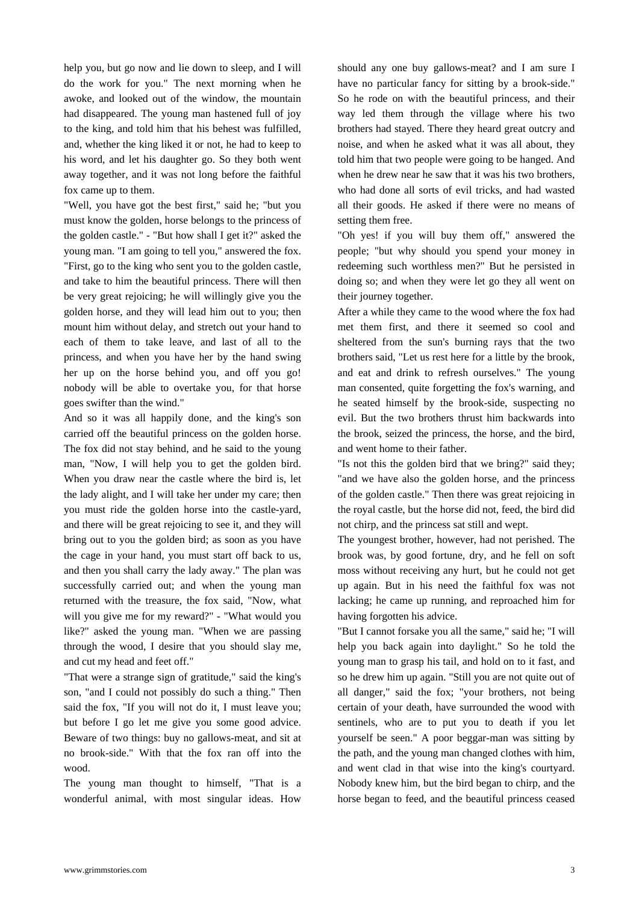help you, but go now and lie down to sleep, and I will do the work for you." The next morning when he awoke, and looked out of the window, the mountain had disappeared. The young man hastened full of joy to the king, and told him that his behest was fulfilled, and, whether the king liked it or not, he had to keep to his word, and let his daughter go. So they both went away together, and it was not long before the faithful fox came up to them.

"Well, you have got the best first," said he; "but you must know the golden, horse belongs to the princess of the golden castle." - "But how shall I get it?" asked the young man. "I am going to tell you," answered the fox. "First, go to the king who sent you to the golden castle, and take to him the beautiful princess. There will then be very great rejoicing; he will willingly give you the golden horse, and they will lead him out to you; then mount him without delay, and stretch out your hand to each of them to take leave, and last of all to the princess, and when you have her by the hand swing her up on the horse behind you, and off you go! nobody will be able to overtake you, for that horse goes swifter than the wind."

And so it was all happily done, and the king's son carried off the beautiful princess on the golden horse. The fox did not stay behind, and he said to the young man, "Now, I will help you to get the golden bird. When you draw near the castle where the bird is, let the lady alight, and I will take her under my care; then you must ride the golden horse into the castle-yard, and there will be great rejoicing to see it, and they will bring out to you the golden bird; as soon as you have the cage in your hand, you must start off back to us, and then you shall carry the lady away." The plan was successfully carried out; and when the young man returned with the treasure, the fox said, "Now, what will you give me for my reward?" - "What would you like?" asked the young man. "When we are passing through the wood, I desire that you should slay me, and cut my head and feet off."

"That were a strange sign of gratitude," said the king's son, "and I could not possibly do such a thing." Then said the fox, "If you will not do it, I must leave you; but before I go let me give you some good advice. Beware of two things: buy no gallows-meat, and sit at no brook-side." With that the fox ran off into the wood.

The young man thought to himself, "That is a wonderful animal, with most singular ideas. How should any one buy gallows-meat? and I am sure I have no particular fancy for sitting by a brook-side." So he rode on with the beautiful princess, and their way led them through the village where his two brothers had stayed. There they heard great outcry and noise, and when he asked what it was all about, they told him that two people were going to be hanged. And when he drew near he saw that it was his two brothers, who had done all sorts of evil tricks, and had wasted all their goods. He asked if there were no means of setting them free.

"Oh yes! if you will buy them off," answered the people; "but why should you spend your money in redeeming such worthless men?" But he persisted in doing so; and when they were let go they all went on their journey together.

After a while they came to the wood where the fox had met them first, and there it seemed so cool and sheltered from the sun's burning rays that the two brothers said, "Let us rest here for a little by the brook, and eat and drink to refresh ourselves." The young man consented, quite forgetting the fox's warning, and he seated himself by the brook-side, suspecting no evil. But the two brothers thrust him backwards into the brook, seized the princess, the horse, and the bird, and went home to their father.

"Is not this the golden bird that we bring?" said they; "and we have also the golden horse, and the princess of the golden castle." Then there was great rejoicing in the royal castle, but the horse did not, feed, the bird did not chirp, and the princess sat still and wept.

The youngest brother, however, had not perished. The brook was, by good fortune, dry, and he fell on soft moss without receiving any hurt, but he could not get up again. But in his need the faithful fox was not lacking; he came up running, and reproached him for having forgotten his advice.

"But I cannot forsake you all the same," said he; "I will help you back again into daylight." So he told the young man to grasp his tail, and hold on to it fast, and so he drew him up again. "Still you are not quite out of all danger," said the fox; "your brothers, not being certain of your death, have surrounded the wood with sentinels, who are to put you to death if you let yourself be seen." A poor beggar-man was sitting by the path, and the young man changed clothes with him, and went clad in that wise into the king's courtyard. Nobody knew him, but the bird began to chirp, and the horse began to feed, and the beautiful princess ceased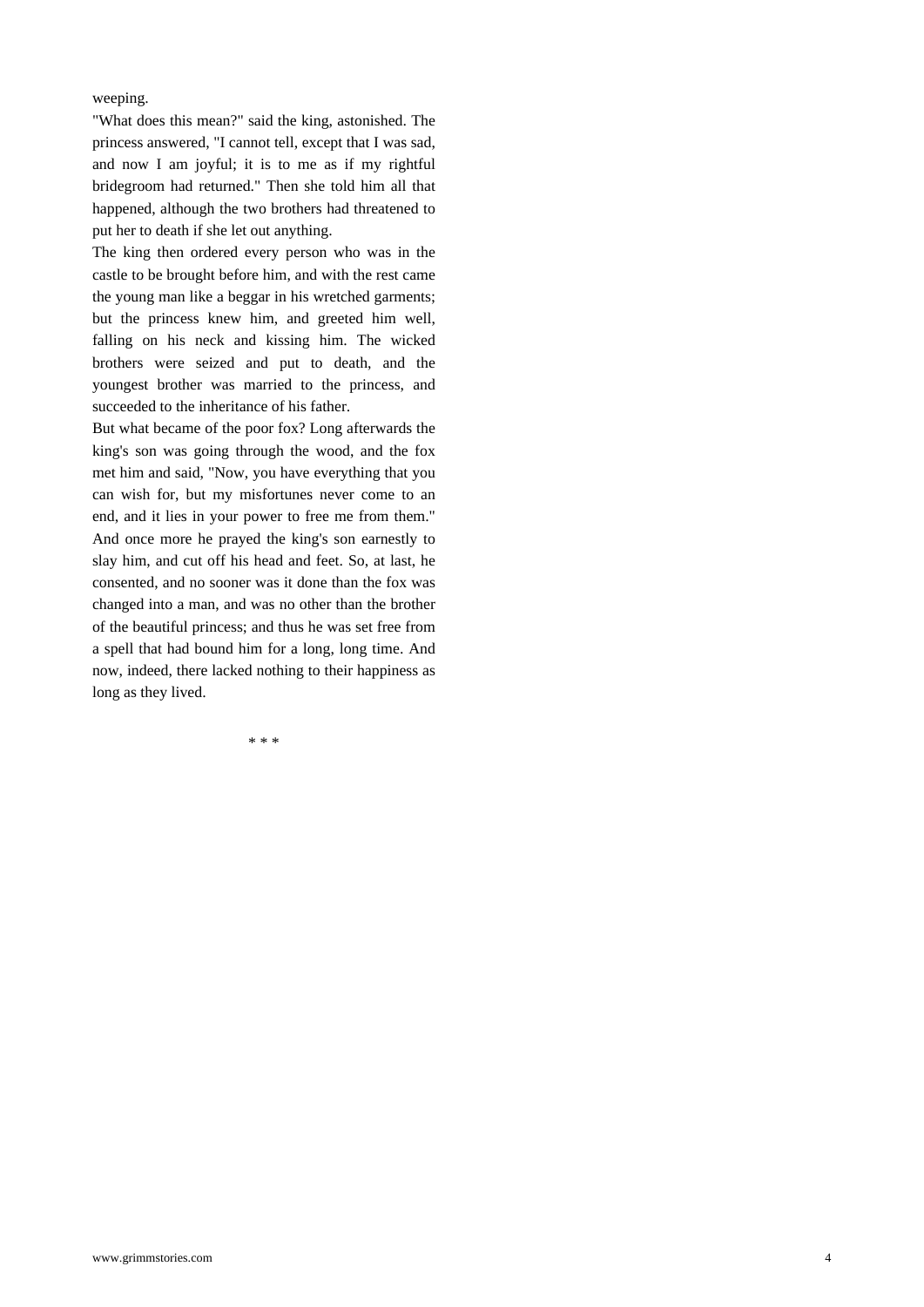weeping.

"What does this mean?" said the king, astonished. The princess answered, "I cannot tell, except that I was sad, and now I am joyful; it is to me as if my rightful bridegroom had returned." Then she told him all that happened, although the two brothers had threatened to put her to death if she let out anything.

The king then ordered every person who was in the castle to be brought before him, and with the rest came the young man like a beggar in his wretched garments; but the princess knew him, and greeted him well, falling on his neck and kissing him. The wicked brothers were seized and put to death, and the youngest brother was married to the princess, and succeeded to the inheritance of his father.

But what became of the poor fox? Long afterwards the king's son was going through the wood, and the fox met him and said, "Now, you have everything that you can wish for, but my misfortunes never come to an end, and it lies in your power to free me from them." And once more he prayed the king's son earnestly to slay him, and cut off his head and feet. So, at last, he consented, and no sooner was it done than the fox was changed into a man, and was no other than the brother of the beautiful princess; and thus he was set free from a spell that had bound him for a long, long time. And now, indeed, there lacked nothing to their happiness as long as they lived.

* * *